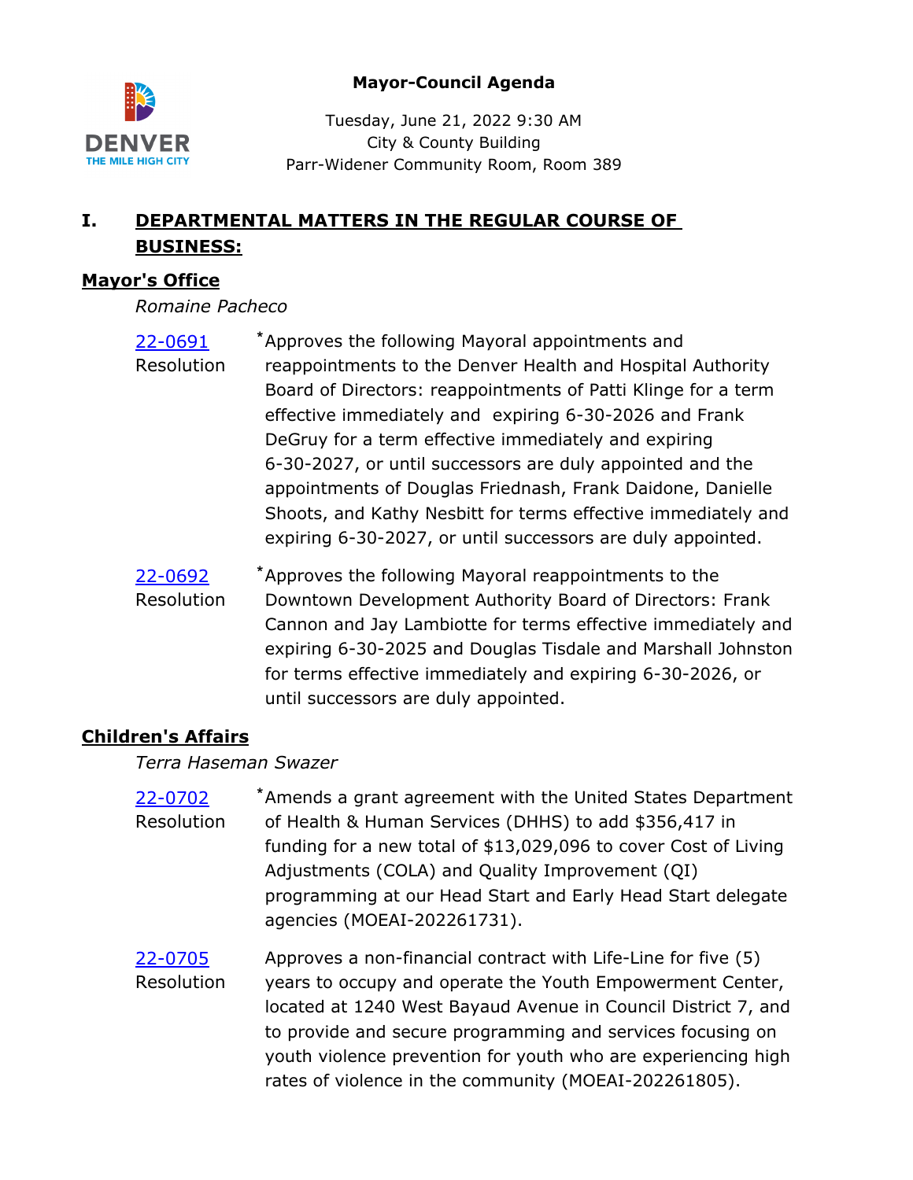**Mayor-Council Agenda**

Tuesday, June 21, 2022 9:30 AM
City & County Building
Parr-Widener Community Room, Room 389

# I. DEPARTMENTAL MATTERS IN THE REGULAR COURSE OF BUSINESS:

## Mayor's Office

*Romaine Pacheco*

[22-0691](#)
Resolution

*Approves the following Mayoral appointments and reappointments to the Denver Health and Hospital Authority Board of Directors: reappointments of Patti Klinge for a term effective immediately and expiring 6-30-2026 and Frank DeGruy for a term effective immediately and expiring 6-30-2027, or until successors are duly appointed and the appointments of Douglas Friednash, Frank Daidone, Danielle Shoots, and Kathy Nesbitt for terms effective immediately and expiring 6-30-2027, or until successors are duly appointed.

[22-0692](#)
Resolution

*Approves the following Mayoral reappointments to the Downtown Development Authority Board of Directors: Frank Cannon and Jay Lambiotte for terms effective immediately and expiring 6-30-2025 and Douglas Tisdale and Marshall Johnston for terms effective immediately and expiring 6-30-2026, or until successors are duly appointed.

## Children's Affairs

*Terra Haseman Swazer*

[22-0702](#)
Resolution

*Amends a grant agreement with the United States Department of Health & Human Services (DHHS) to add $356,417 in funding for a new total of $13,029,096 to cover Cost of Living Adjustments (COLA) and Quality Improvement (QI) programming at our Head Start and Early Head Start delegate agencies (MOEAI-202261731).

[22-0705](#)
Resolution

Approves a non-financial contract with Life-Line for five (5) years to occupy and operate the Youth Empowerment Center, located at 1240 West Bayaud Avenue in Council District 7, and to provide and secure programming and services focusing on youth violence prevention for youth who are experiencing high rates of violence in the community (MOEAI-202261805).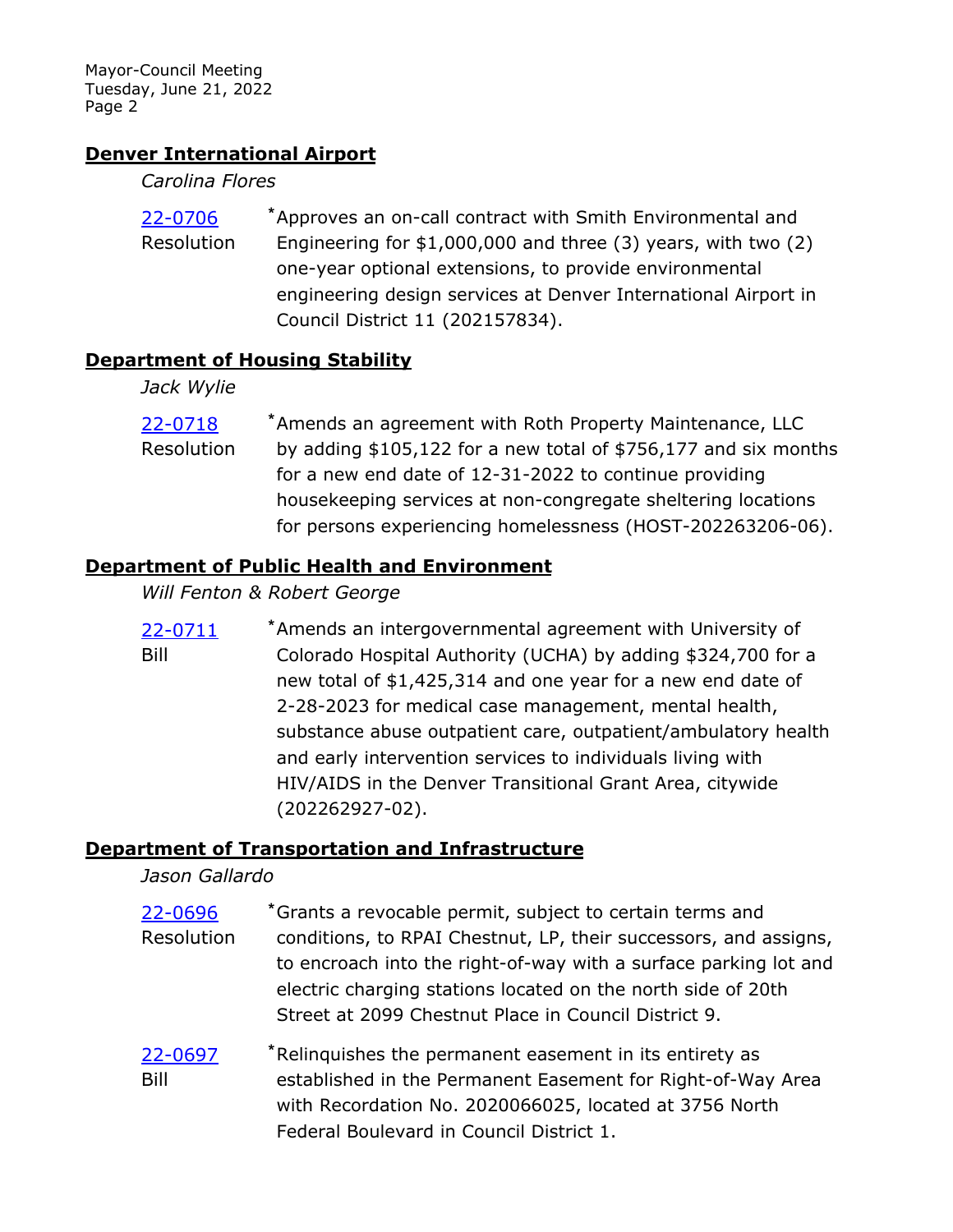## Denver International Airport

*Carolina Flores*

[22-0706](#) Resolution
*Approves an on-call contract with Smith Environmental and Engineering for $1,000,000 and three (3) years, with two (2) one-year optional extensions, to provide environmental engineering design services at Denver International Airport in Council District 11 (202157834).

## Department of Housing Stability

*Jack Wylie*

[22-0718](#) Resolution
*Amends an agreement with Roth Property Maintenance, LLC by adding $105,122 for a new total of $756,177 and six months for a new end date of 12-31-2022 to continue providing housekeeping services at non-congregate sheltering locations for persons experiencing homelessness (HOST-202263206-06).

## Department of Public Health and Environment

*Will Fenton & Robert George*

[22-0711](#) Bill
*Amends an intergovernmental agreement with University of Colorado Hospital Authority (UCHA) by adding $324,700 for a new total of $1,425,314 and one year for a new end date of 2-28-2023 for medical case management, mental health, substance abuse outpatient care, outpatient/ambulatory health and early intervention services to individuals living with HIV/AIDS in the Denver Transitional Grant Area, citywide (202262927-02).

## Department of Transportation and Infrastructure

*Jason Gallardo*

[22-0696](#) Resolution
*Grants a revocable permit, subject to certain terms and conditions, to RPAI Chestnut, LP, their successors, and assigns, to encroach into the right-of-way with a surface parking lot and electric charging stations located on the north side of 20th Street at 2099 Chestnut Place in Council District 9.

[22-0697](#) Bill
*Relinquishes the permanent easement in its entirety as established in the Permanent Easement for Right-of-Way Area with Recordation No. 2020066025, located at 3756 North Federal Boulevard in Council District 1.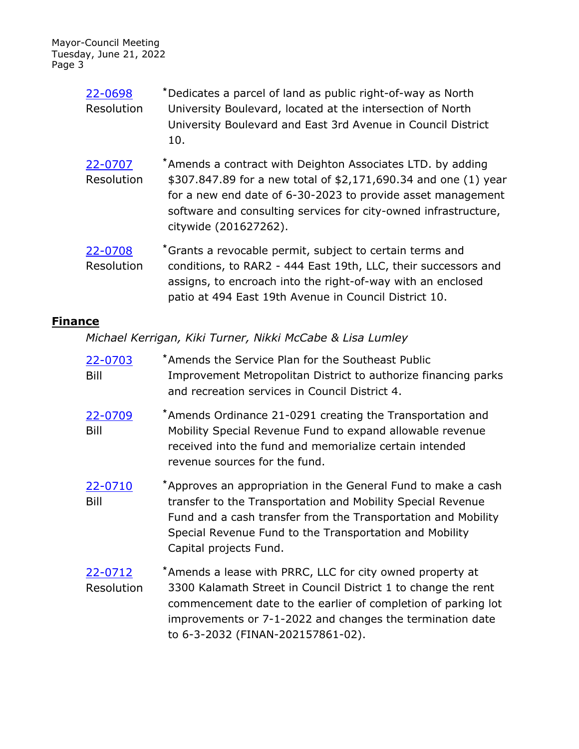[22-0698](22-0698)
Resolution

*Dedicates a parcel of land as public right-of-way as North University Boulevard, located at the intersection of North University Boulevard and East 3rd Avenue in Council District 10.

[22-0707](22-0707)
Resolution

*Amends a contract with Deighton Associates LTD. by adding $307.847.89 for a new total of $2,171,690.34 and one (1) year for a new end date of 6-30-2023 to provide asset management software and consulting services for city-owned infrastructure, citywide (201627262).

[22-0708](22-0708)
Resolution

*Grants a revocable permit, subject to certain terms and conditions, to RAR2 - 444 East 19th, LLC, their successors and assigns, to encroach into the right-of-way with an enclosed patio at 494 East 19th Avenue in Council District 10.

## Finance

*Michael Kerrigan, Kiki Turner, Nikki McCabe & Lisa Lumley*

[22-0703](22-0703)
Bill

*Amends the Service Plan for the Southeast Public Improvement Metropolitan District to authorize financing parks and recreation services in Council District 4.

[22-0709](22-0709)
Bill

*Amends Ordinance 21-0291 creating the Transportation and Mobility Special Revenue Fund to expand allowable revenue received into the fund and memorialize certain intended revenue sources for the fund.

[22-0710](22-0710)
Bill

*Approves an appropriation in the General Fund to make a cash transfer to the Transportation and Mobility Special Revenue Fund and a cash transfer from the Transportation and Mobility Special Revenue Fund to the Transportation and Mobility Capital projects Fund.

[22-0712](22-0712)
Resolution

*Amends a lease with PRRC, LLC for city owned property at 3300 Kalamath Street in Council District 1 to change the rent commencement date to the earlier of completion of parking lot improvements or 7-1-2022 and changes the termination date to 6-3-2032 (FINAN-202157861-02).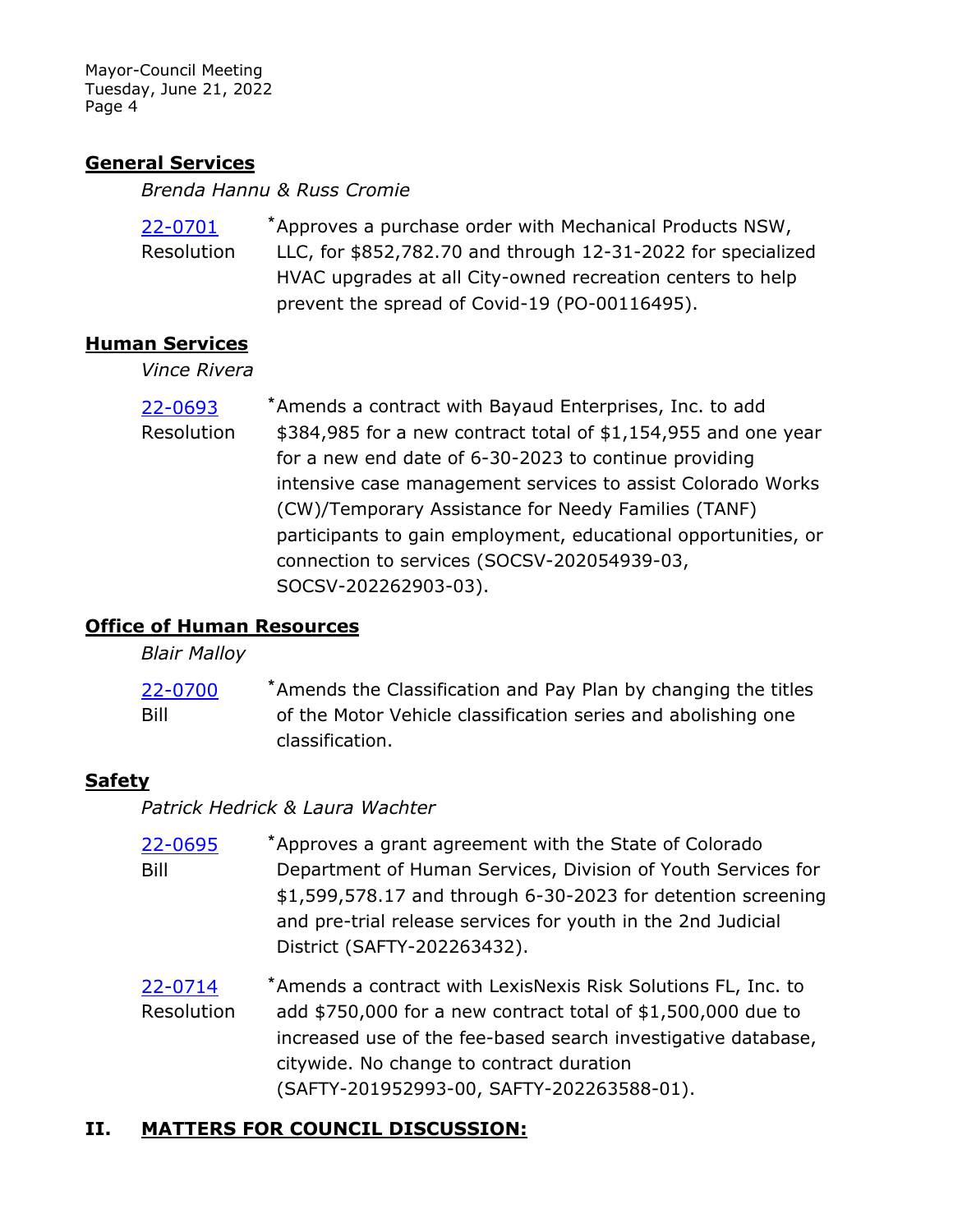**General Services**

*Brenda Hannu & Russ Cromie*

[22-0701](#) Resolution

*Approves a purchase order with Mechanical Products NSW, LLC, for $852,782.70 and through 12-31-2022 for specialized HVAC upgrades at all City-owned recreation centers to help prevent the spread of Covid-19 (PO-00116495).

**Human Services**

*Vince Rivera*

[22-0693](#) Resolution

*Amends a contract with Bayaud Enterprises, Inc. to add $384,985 for a new contract total of $1,154,955 and one year for a new end date of 6-30-2023 to continue providing intensive case management services to assist Colorado Works (CW)/Temporary Assistance for Needy Families (TANF) participants to gain employment, educational opportunities, or connection to services (SOCSV-202054939-03, SOCSV-202262903-03).

**Office of Human Resources**

*Blair Malloy*

[22-0700](#) Bill

*Amends the Classification and Pay Plan by changing the titles of the Motor Vehicle classification series and abolishing one classification.

**Safety**

*Patrick Hedrick & Laura Wachter*

[22-0695](#) Bill

*Approves a grant agreement with the State of Colorado Department of Human Services, Division of Youth Services for $1,599,578.17 and through 6-30-2023 for detention screening and pre-trial release services for youth in the 2nd Judicial District (SAFTY-202263432).

[22-0714](#) Resolution

*Amends a contract with LexisNexis Risk Solutions FL, Inc. to add $750,000 for a new contract total of $1,500,000 due to increased use of the fee-based search investigative database, citywide. No change to contract duration (SAFTY-201952993-00, SAFTY-202263588-01).

## II. MATTERS FOR COUNCIL DISCUSSION: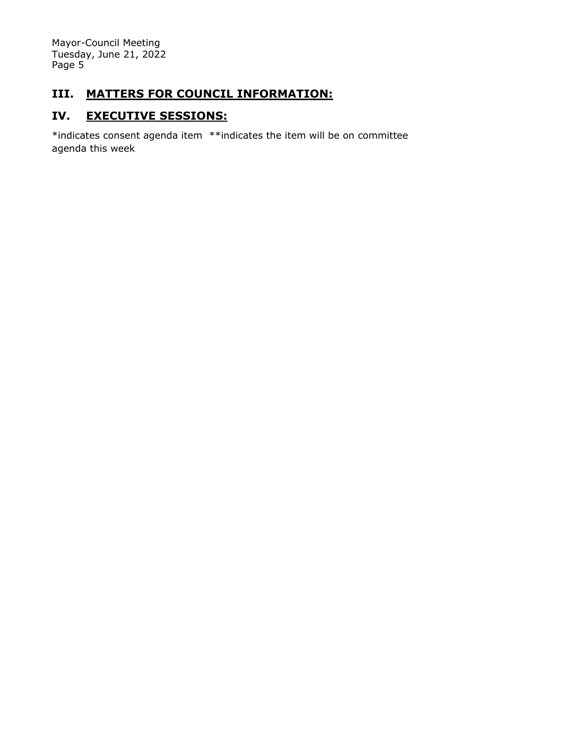## III. MATTERS FOR COUNCIL INFORMATION:

## IV. EXECUTIVE SESSIONS:

*indicates consent agenda item **indicates the item will be on committee agenda this week